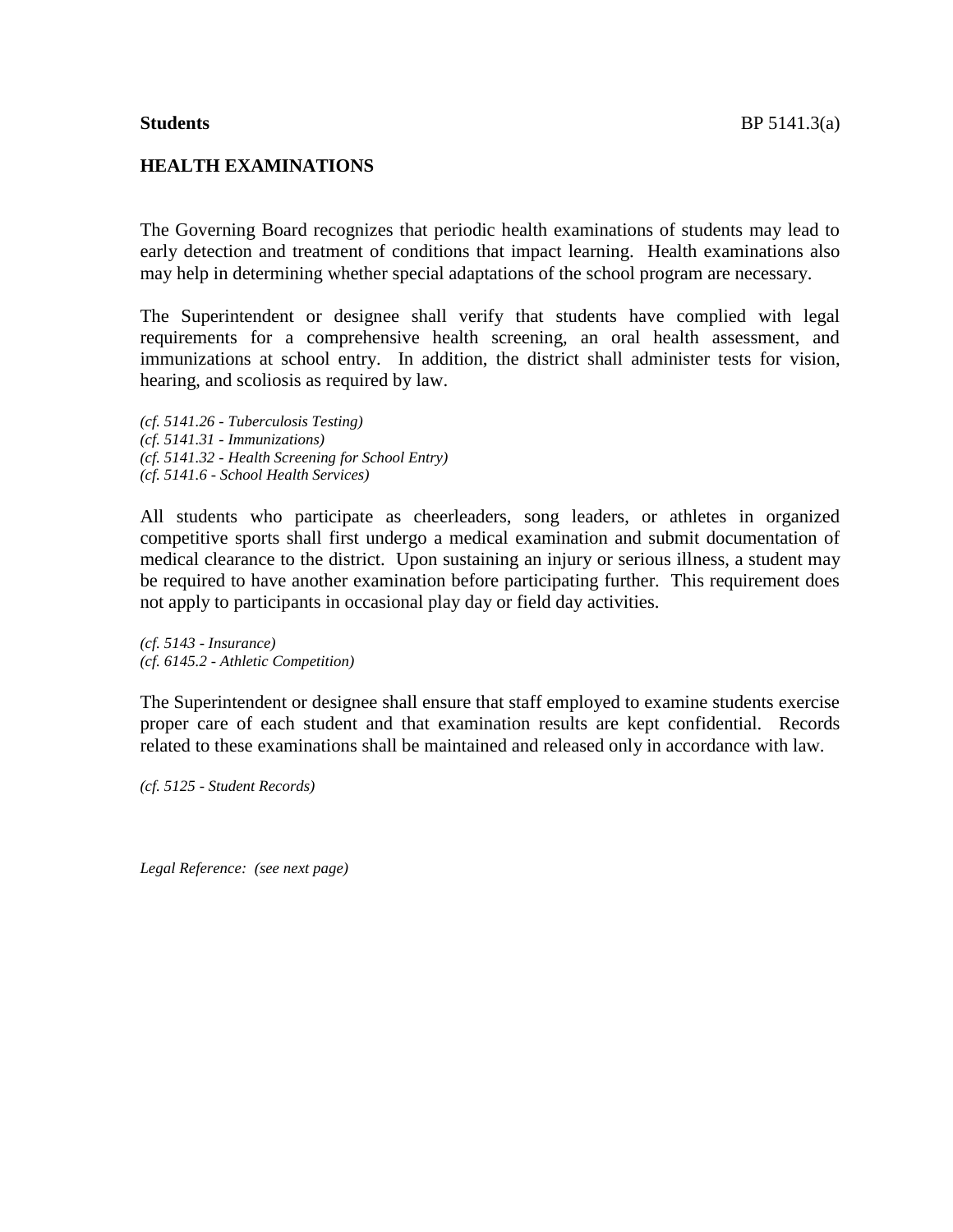**Students** BP 5141.3(a)

## HEALTH EXAMINATIONS

The Governing Board recognizes that periodic health examinations of students may lead to early detection and treatment of conditions that impact learning. Health examinations also may help in determining whether special adaptations of the school program are necessary.

The Superintendent or designee shall verify that students have complied with legal requirements for a comprehensive health screening, an oral health assessment, and immunizations at school entry. In addition, the district shall administer tests for vision, hearing, and scoliosis as required by law.

*(cf. 5141.26 - Tuberculosis Testing)*
*(cf. 5141.31 - Immunizations)*
*(cf. 5141.32 - Health Screening for School Entry)*
*(cf. 5141.6 - School Health Services)*

All students who participate as cheerleaders, song leaders, or athletes in organized competitive sports shall first undergo a medical examination and submit documentation of medical clearance to the district. Upon sustaining an injury or serious illness, a student may be required to have another examination before participating further. This requirement does not apply to participants in occasional play day or field day activities.

*(cf. 5143 - Insurance)*
*(cf. 6145.2 - Athletic Competition)*

The Superintendent or designee shall ensure that staff employed to examine students exercise proper care of each student and that examination results are kept confidential. Records related to these examinations shall be maintained and released only in accordance with law.

*(cf. 5125 - Student Records)*

*Legal Reference: (see next page)*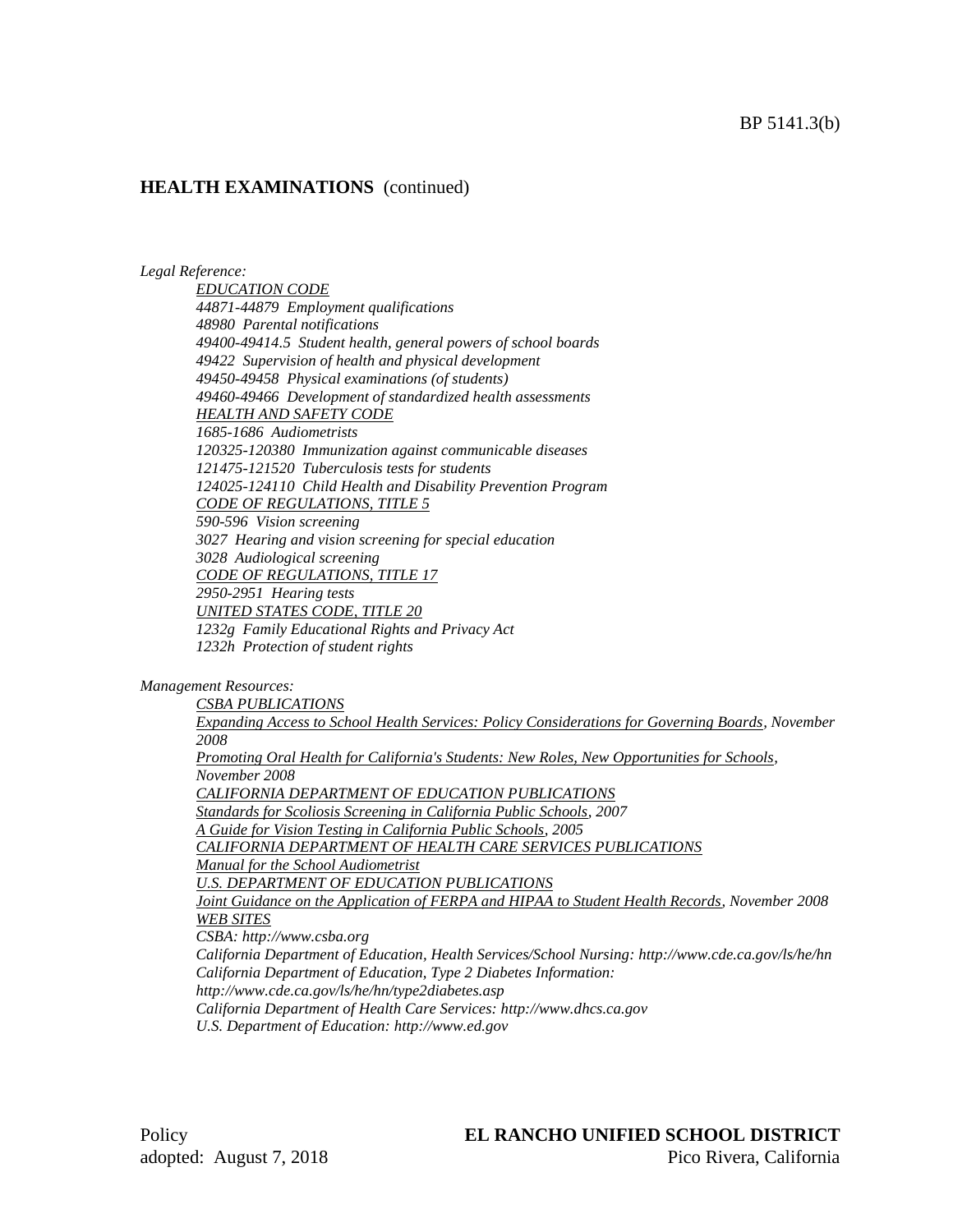## HEALTH EXAMINATIONS (continued)

*Legal Reference:*

*EDUCATION CODE*
*44871-44879 Employment qualifications*
*48980 Parental notifications*
*49400-49414.5 Student health, general powers of school boards*
*49422 Supervision of health and physical development*
*49450-49458 Physical examinations (of students)*
*49460-49466 Development of standardized health assessments*
*HEALTH AND SAFETY CODE*
*1685-1686 Audiometrists*
*120325-120380 Immunization against communicable diseases*
*121475-121520 Tuberculosis tests for students*
*124025-124110 Child Health and Disability Prevention Program*
*CODE OF REGULATIONS, TITLE 5*
*590-596 Vision screening*
*3027 Hearing and vision screening for special education*
*3028 Audiological screening*
*CODE OF REGULATIONS, TITLE 17*
*2950-2951 Hearing tests*
*UNITED STATES CODE, TITLE 20*
*1232g Family Educational Rights and Privacy Act*
*1232h Protection of student rights*

*Management Resources:*

*CSBA PUBLICATIONS*
*Expanding Access to School Health Services: Policy Considerations for Governing Boards, November 2008*
*Promoting Oral Health for California's Students: New Roles, New Opportunities for Schools, November 2008*
*CALIFORNIA DEPARTMENT OF EDUCATION PUBLICATIONS*
*Standards for Scoliosis Screening in California Public Schools, 2007*
*A Guide for Vision Testing in California Public Schools, 2005*
*CALIFORNIA DEPARTMENT OF HEALTH CARE SERVICES PUBLICATIONS*
*Manual for the School Audiometrist*
*U.S. DEPARTMENT OF EDUCATION PUBLICATIONS*
*Joint Guidance on the Application of FERPA and HIPAA to Student Health Records, November 2008*
*WEB SITES*
*CSBA: http://www.csba.org*
*California Department of Education, Health Services/School Nursing: http://www.cde.ca.gov/ls/he/hn*
*California Department of Education, Type 2 Diabetes Information: http://www.cde.ca.gov/ls/he/hn/type2diabetes.asp*
*California Department of Health Care Services: http://www.dhcs.ca.gov*
*U.S. Department of Education: http://www.ed.gov*

Policy
adopted: August 7, 2018

**EL RANCHO UNIFIED SCHOOL DISTRICT**
Pico Rivera, California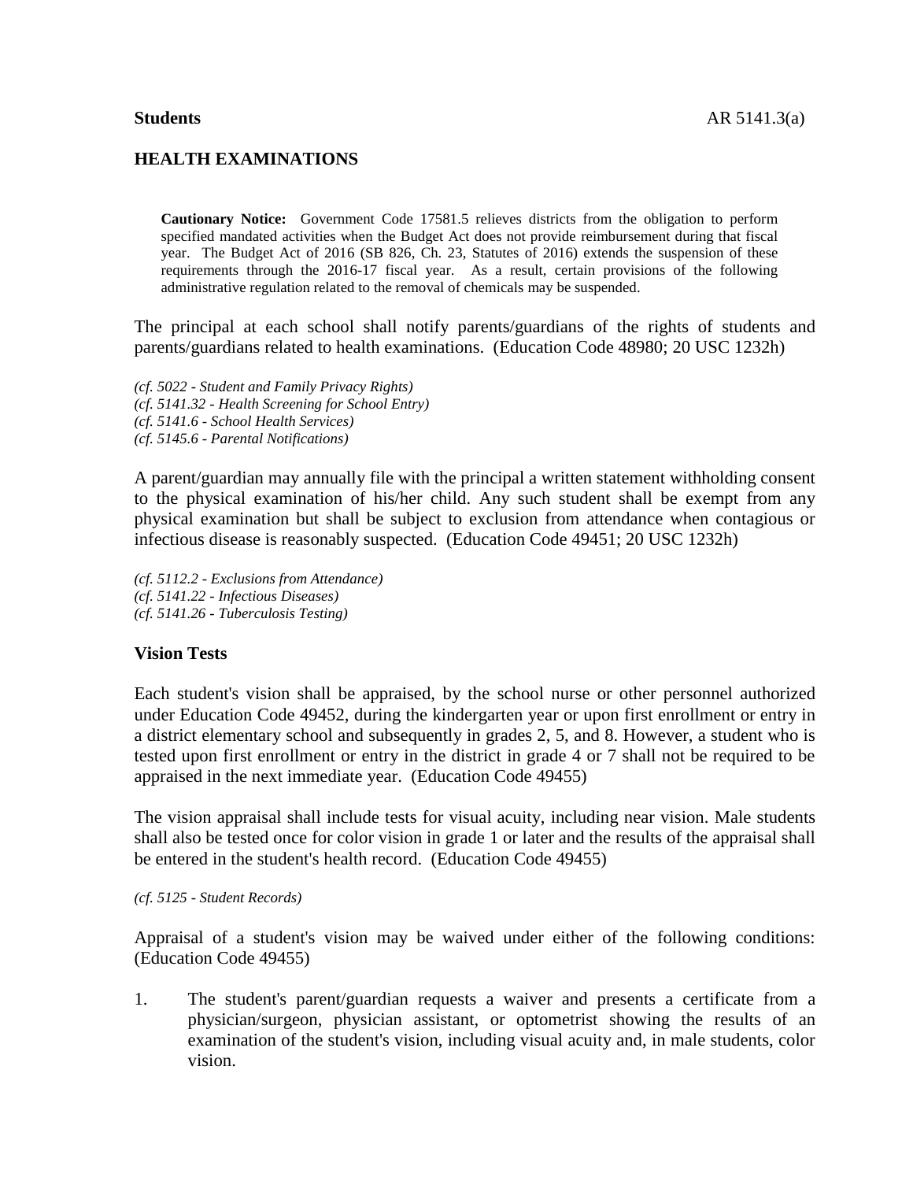**Students**

# HEALTH EXAMINATIONS

> **Cautionary Notice:** Government Code 17581.5 relieves districts from the obligation to perform specified mandated activities when the Budget Act does not provide reimbursement during that fiscal year. The Budget Act of 2016 (SB 826, Ch. 23, Statutes of 2016) extends the suspension of these requirements through the 2016-17 fiscal year. As a result, certain provisions of the following administrative regulation related to the removal of chemicals may be suspended.

The principal at each school shall notify parents/guardians of the rights of students and parents/guardians related to health examinations. (Education Code 48980; 20 USC 1232h)

*(cf. 5022 - Student and Family Privacy Rights)*
*(cf. 5141.32 - Health Screening for School Entry)*
*(cf. 5141.6 - School Health Services)*
*(cf. 5145.6 - Parental Notifications)*

A parent/guardian may annually file with the principal a written statement withholding consent to the physical examination of his/her child. Any such student shall be exempt from any physical examination but shall be subject to exclusion from attendance when contagious or infectious disease is reasonably suspected. (Education Code 49451; 20 USC 1232h)

*(cf. 5112.2 - Exclusions from Attendance)*
*(cf. 5141.22 - Infectious Diseases)*
*(cf. 5141.26 - Tuberculosis Testing)*

## Vision Tests

Each student's vision shall be appraised, by the school nurse or other personnel authorized under Education Code 49452, during the kindergarten year or upon first enrollment or entry in a district elementary school and subsequently in grades 2, 5, and 8. However, a student who is tested upon first enrollment or entry in the district in grade 4 or 7 shall not be required to be appraised in the next immediate year. (Education Code 49455)

The vision appraisal shall include tests for visual acuity, including near vision. Male students shall also be tested once for color vision in grade 1 or later and the results of the appraisal shall be entered in the student's health record. (Education Code 49455)

*(cf. 5125 - Student Records)*

Appraisal of a student's vision may be waived under either of the following conditions: (Education Code 49455)

1. The student's parent/guardian requests a waiver and presents a certificate from a physician/surgeon, physician assistant, or optometrist showing the results of an examination of the student's vision, including visual acuity and, in male students, color vision.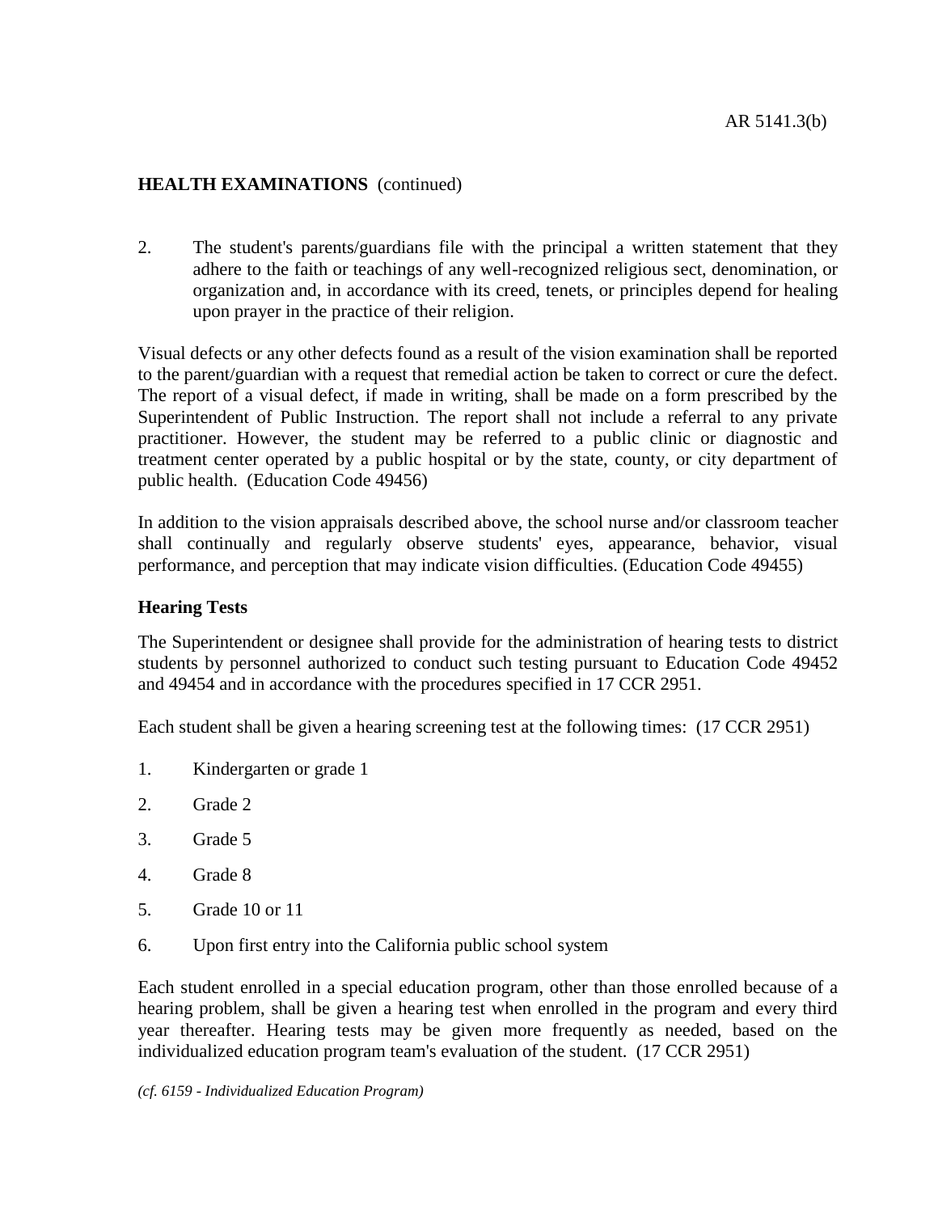**HEALTH EXAMINATIONS** (continued)

2. The student's parents/guardians file with the principal a written statement that they adhere to the faith or teachings of any well-recognized religious sect, denomination, or organization and, in accordance with its creed, tenets, or principles depend for healing upon prayer in the practice of their religion.

Visual defects or any other defects found as a result of the vision examination shall be reported to the parent/guardian with a request that remedial action be taken to correct or cure the defect. The report of a visual defect, if made in writing, shall be made on a form prescribed by the Superintendent of Public Instruction. The report shall not include a referral to any private practitioner. However, the student may be referred to a public clinic or diagnostic and treatment center operated by a public hospital or by the state, county, or city department of public health. (Education Code 49456)

In addition to the vision appraisals described above, the school nurse and/or classroom teacher shall continually and regularly observe students' eyes, appearance, behavior, visual performance, and perception that may indicate vision difficulties. (Education Code 49455)

**Hearing Tests**

The Superintendent or designee shall provide for the administration of hearing tests to district students by personnel authorized to conduct such testing pursuant to Education Code 49452 and 49454 and in accordance with the procedures specified in 17 CCR 2951.

Each student shall be given a hearing screening test at the following times: (17 CCR 2951)

1. Kindergarten or grade 1
2. Grade 2
3. Grade 5
4. Grade 8
5. Grade 10 or 11
6. Upon first entry into the California public school system

Each student enrolled in a special education program, other than those enrolled because of a hearing problem, shall be given a hearing test when enrolled in the program and every third year thereafter. Hearing tests may be given more frequently as needed, based on the individualized education program team's evaluation of the student. (17 CCR 2951)

*(cf. 6159 - Individualized Education Program)*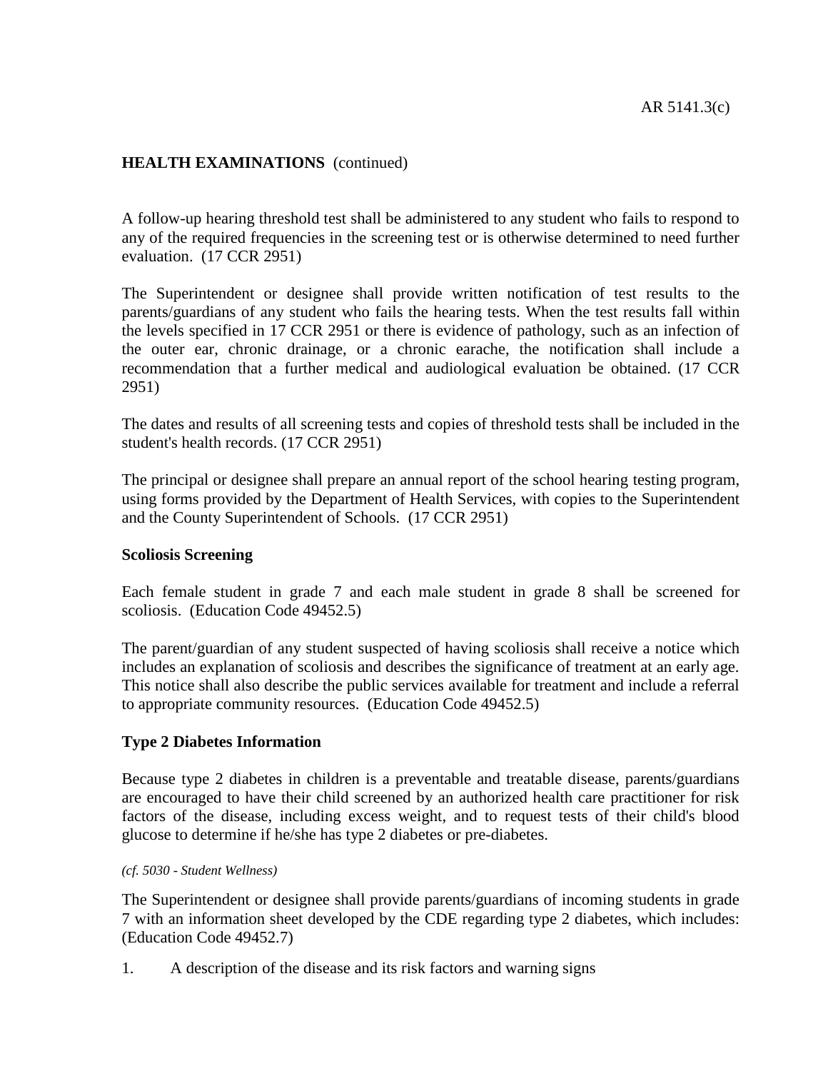**HEALTH EXAMINATIONS** (continued)

A follow-up hearing threshold test shall be administered to any student who fails to respond to any of the required frequencies in the screening test or is otherwise determined to need further evaluation. (17 CCR 2951)

The Superintendent or designee shall provide written notification of test results to the parents/guardians of any student who fails the hearing tests. When the test results fall within the levels specified in 17 CCR 2951 or there is evidence of pathology, such as an infection of the outer ear, chronic drainage, or a chronic earache, the notification shall include a recommendation that a further medical and audiological evaluation be obtained. (17 CCR 2951)

The dates and results of all screening tests and copies of threshold tests shall be included in the student's health records. (17 CCR 2951)

The principal or designee shall prepare an annual report of the school hearing testing program, using forms provided by the Department of Health Services, with copies to the Superintendent and the County Superintendent of Schools. (17 CCR 2951)

**Scoliosis Screening**

Each female student in grade 7 and each male student in grade 8 shall be screened for scoliosis. (Education Code 49452.5)

The parent/guardian of any student suspected of having scoliosis shall receive a notice which includes an explanation of scoliosis and describes the significance of treatment at an early age. This notice shall also describe the public services available for treatment and include a referral to appropriate community resources. (Education Code 49452.5)

**Type 2 Diabetes Information**

Because type 2 diabetes in children is a preventable and treatable disease, parents/guardians are encouraged to have their child screened by an authorized health care practitioner for risk factors of the disease, including excess weight, and to request tests of their child's blood glucose to determine if he/she has type 2 diabetes or pre-diabetes.

*(cf. 5030 - Student Wellness)*

The Superintendent or designee shall provide parents/guardians of incoming students in grade 7 with an information sheet developed by the CDE regarding type 2 diabetes, which includes: (Education Code 49452.7)

1. A description of the disease and its risk factors and warning signs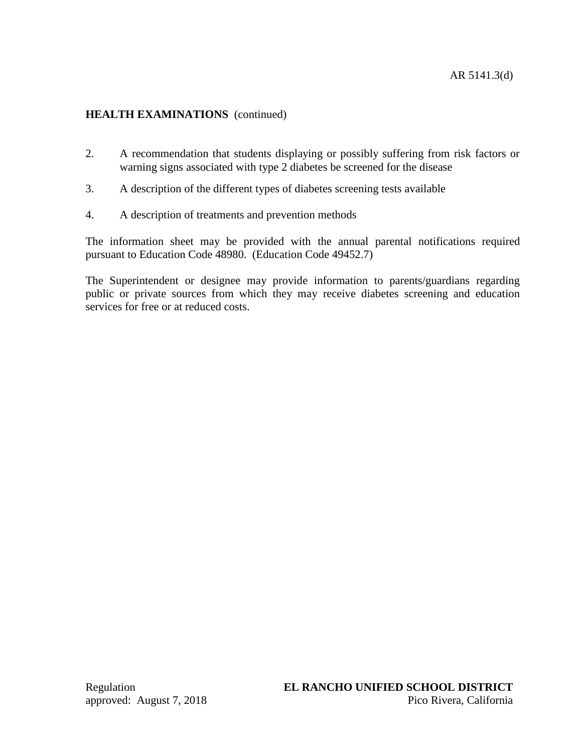2. A recommendation that students displaying or possibly suffering from risk factors or warning signs associated with type 2 diabetes be screened for the disease

3. A description of the different types of diabetes screening tests available

4. A description of treatments and prevention methods

The information sheet may be provided with the annual parental notifications required pursuant to Education Code 48980. (Education Code 49452.7)

The Superintendent or designee may provide information to parents/guardians regarding public or private sources from which they may receive diabetes screening and education services for free or at reduced costs.

Regulation approved: August 7, 2018

**EL RANCHO UNIFIED SCHOOL DISTRICT**
Pico Rivera, California